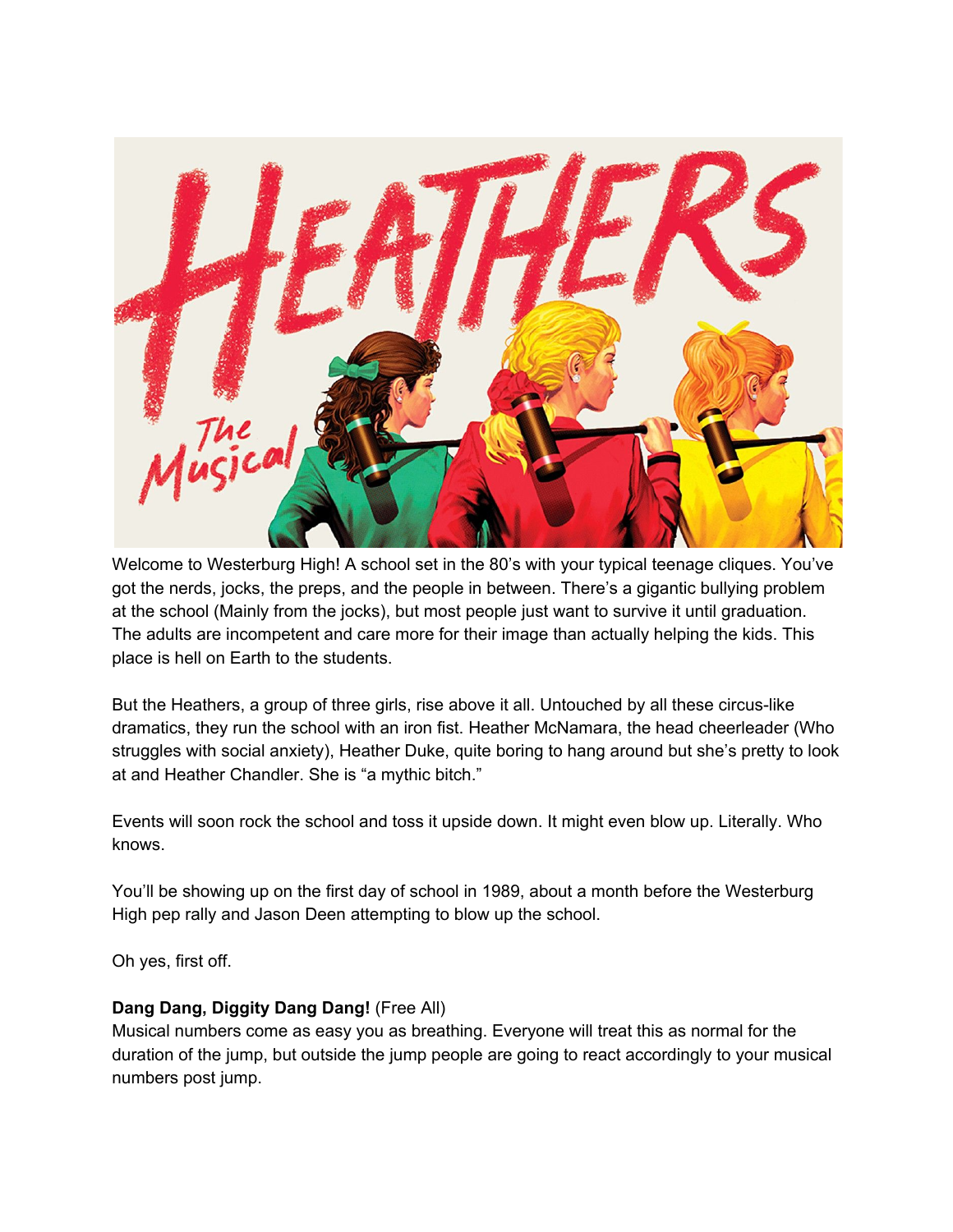Welcome to Westerburg High! A school set in the 80's with your typical teenage cliques. You've got the nerds, jocks, the preps, and the people in between. There's a gigantic bullying problem at the school (Mainly from the jocks), but most people just want to survive it until graduation. The adults are incompetent and care more for their image than actually helping the kids. This place is hell on Earth to the students.

But the Heathers, a group of three girls, rise above it all. Untouched by all these circus-like dramatics, they run the school with an iron fist. Heather McNamara, the head cheerleader (Who struggles with social anxiety), Heather Duke, quite boring to hang around but she's pretty to look at and Heather Chandler. She is "a mythic bitch."

Events will soon rock the school and toss it upside down. It might even blow up. Literally. Who knows.

You'll be showing up on the first day of school in 1989, about a month before the Westerburg High pep rally and Jason Deen attempting to blow up the school.

Oh yes, first off.

**Dang Dang, Diggity Dang Dang!** (Free All)
Musical numbers come as easy you as breathing. Everyone will treat this as normal for the duration of the jump, but outside the jump people are going to react accordingly to your musical numbers post jump.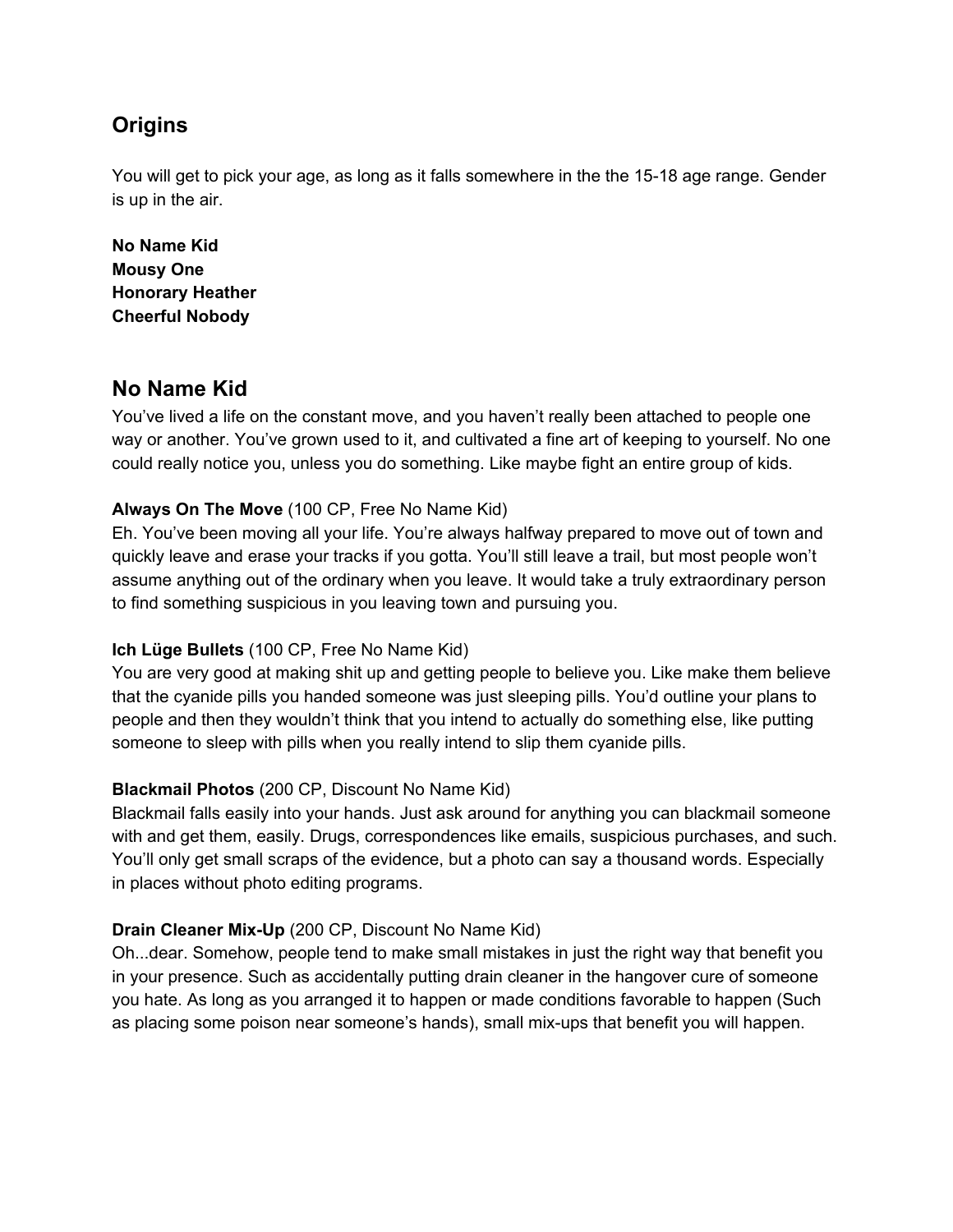## Origins

You will get to pick your age, as long as it falls somewhere in the the 15-18 age range. Gender is up in the air.

**No Name Kid**
**Mousy One**
**Honorary Heather**
**Cheerful Nobody**

## No Name Kid

You've lived a life on the constant move, and you haven't really been attached to people one way or another. You've grown used to it, and cultivated a fine art of keeping to yourself. No one could really notice you, unless you do something. Like maybe fight an entire group of kids.

**Always On The Move** (100 CP, Free No Name Kid)
Eh. You've been moving all your life. You're always halfway prepared to move out of town and quickly leave and erase your tracks if you gotta. You'll still leave a trail, but most people won't assume anything out of the ordinary when you leave. It would take a truly extraordinary person to find something suspicious in you leaving town and pursuing you.

**Ich Lüge Bullets** (100 CP, Free No Name Kid)
You are very good at making shit up and getting people to believe you. Like make them believe that the cyanide pills you handed someone was just sleeping pills. You'd outline your plans to people and then they wouldn't think that you intend to actually do something else, like putting someone to sleep with pills when you really intend to slip them cyanide pills.

**Blackmail Photos** (200 CP, Discount No Name Kid)
Blackmail falls easily into your hands. Just ask around for anything you can blackmail someone with and get them, easily. Drugs, correspondences like emails, suspicious purchases, and such. You'll only get small scraps of the evidence, but a photo can say a thousand words. Especially in places without photo editing programs.

**Drain Cleaner Mix-Up** (200 CP, Discount No Name Kid)
Oh...dear. Somehow, people tend to make small mistakes in just the right way that benefit you in your presence. Such as accidentally putting drain cleaner in the hangover cure of someone you hate. As long as you arranged it to happen or made conditions favorable to happen (Such as placing some poison near someone's hands), small mix-ups that benefit you will happen.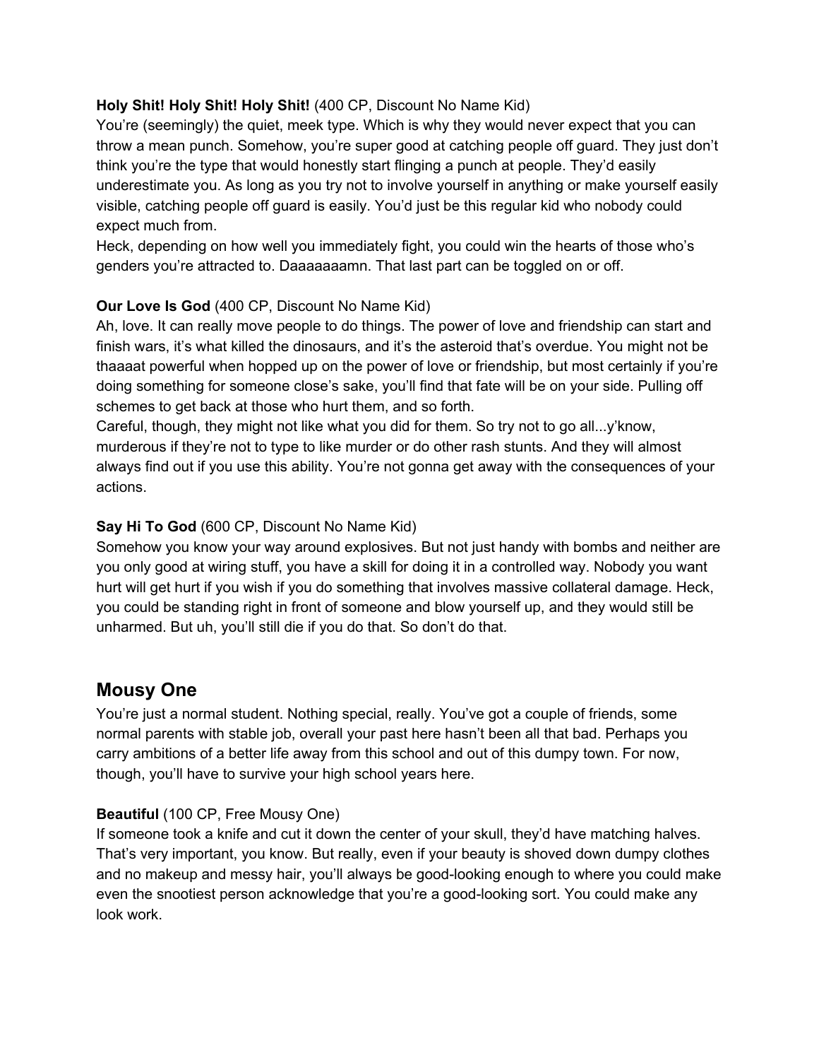**Holy Shit! Holy Shit! Holy Shit!** (400 CP, Discount No Name Kid)
You're (seemingly) the quiet, meek type. Which is why they would never expect that you can throw a mean punch. Somehow, you're super good at catching people off guard. They just don't think you're the type that would honestly start flinging a punch at people. They'd easily underestimate you. As long as you try not to involve yourself in anything or make yourself easily visible, catching people off guard is easily. You'd just be this regular kid who nobody could expect much from.
Heck, depending on how well you immediately fight, you could win the hearts of those who's genders you're attracted to. Daaaaaaamn. That last part can be toggled on or off.

**Our Love Is God** (400 CP, Discount No Name Kid)
Ah, love. It can really move people to do things. The power of love and friendship can start and finish wars, it's what killed the dinosaurs, and it's the asteroid that's overdue. You might not be thaaaat powerful when hopped up on the power of love or friendship, but most certainly if you're doing something for someone close's sake, you'll find that fate will be on your side. Pulling off schemes to get back at those who hurt them, and so forth.
Careful, though, they might not like what you did for them. So try not to go all...y'know, murderous if they're not to type to like murder or do other rash stunts. And they will almost always find out if you use this ability. You're not gonna get away with the consequences of your actions.

**Say Hi To God** (600 CP, Discount No Name Kid)
Somehow you know your way around explosives. But not just handy with bombs and neither are you only good at wiring stuff, you have a skill for doing it in a controlled way. Nobody you want hurt will get hurt if you wish if you do something that involves massive collateral damage. Heck, you could be standing right in front of someone and blow yourself up, and they would still be unharmed. But uh, you'll still die if you do that. So don't do that.

## Mousy One

You're just a normal student. Nothing special, really. You've got a couple of friends, some normal parents with stable job, overall your past here hasn't been all that bad. Perhaps you carry ambitions of a better life away from this school and out of this dumpy town. For now, though, you'll have to survive your high school years here.

**Beautiful** (100 CP, Free Mousy One)
If someone took a knife and cut it down the center of your skull, they'd have matching halves. That's very important, you know. But really, even if your beauty is shoved down dumpy clothes and no makeup and messy hair, you'll always be good-looking enough to where you could make even the snootiest person acknowledge that you're a good-looking sort. You could make any look work.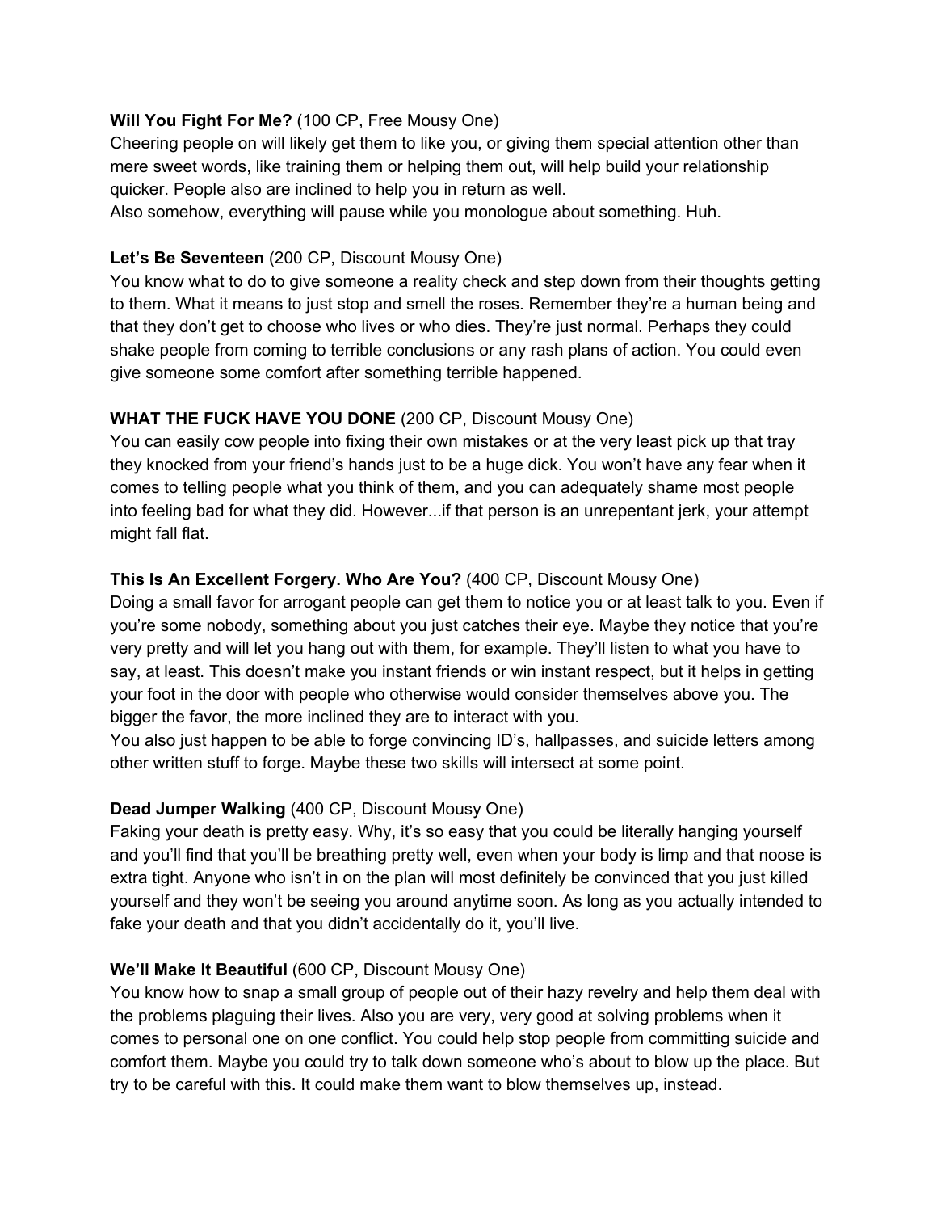**Will You Fight For Me?** (100 CP, Free Mousy One)
Cheering people on will likely get them to like you, or giving them special attention other than mere sweet words, like training them or helping them out, will help build your relationship quicker. People also are inclined to help you in return as well.
Also somehow, everything will pause while you monologue about something. Huh.

**Let's Be Seventeen** (200 CP, Discount Mousy One)
You know what to do to give someone a reality check and step down from their thoughts getting to them. What it means to just stop and smell the roses. Remember they're a human being and that they don't get to choose who lives or who dies. They're just normal. Perhaps they could shake people from coming to terrible conclusions or any rash plans of action. You could even give someone some comfort after something terrible happened.

**WHAT THE FUCK HAVE YOU DONE** (200 CP, Discount Mousy One)
You can easily cow people into fixing their own mistakes or at the very least pick up that tray they knocked from your friend's hands just to be a huge dick. You won't have any fear when it comes to telling people what you think of them, and you can adequately shame most people into feeling bad for what they did. However...if that person is an unrepentant jerk, your attempt might fall flat.

**This Is An Excellent Forgery. Who Are You?** (400 CP, Discount Mousy One)
Doing a small favor for arrogant people can get them to notice you or at least talk to you. Even if you're some nobody, something about you just catches their eye. Maybe they notice that you're very pretty and will let you hang out with them, for example. They'll listen to what you have to say, at least. This doesn't make you instant friends or win instant respect, but it helps in getting your foot in the door with people who otherwise would consider themselves above you. The bigger the favor, the more inclined they are to interact with you.
You also just happen to be able to forge convincing ID's, hallpasses, and suicide letters among other written stuff to forge. Maybe these two skills will intersect at some point.

**Dead Jumper Walking** (400 CP, Discount Mousy One)
Faking your death is pretty easy. Why, it's so easy that you could be literally hanging yourself and you'll find that you'll be breathing pretty well, even when your body is limp and that noose is extra tight. Anyone who isn't in on the plan will most definitely be convinced that you just killed yourself and they won't be seeing you around anytime soon. As long as you actually intended to fake your death and that you didn't accidentally do it, you'll live.

**We'll Make It Beautiful** (600 CP, Discount Mousy One)
You know how to snap a small group of people out of their hazy revelry and help them deal with the problems plaguing their lives. Also you are very, very good at solving problems when it comes to personal one on one conflict. You could help stop people from committing suicide and comfort them. Maybe you could try to talk down someone who's about to blow up the place. But try to be careful with this. It could make them want to blow themselves up, instead.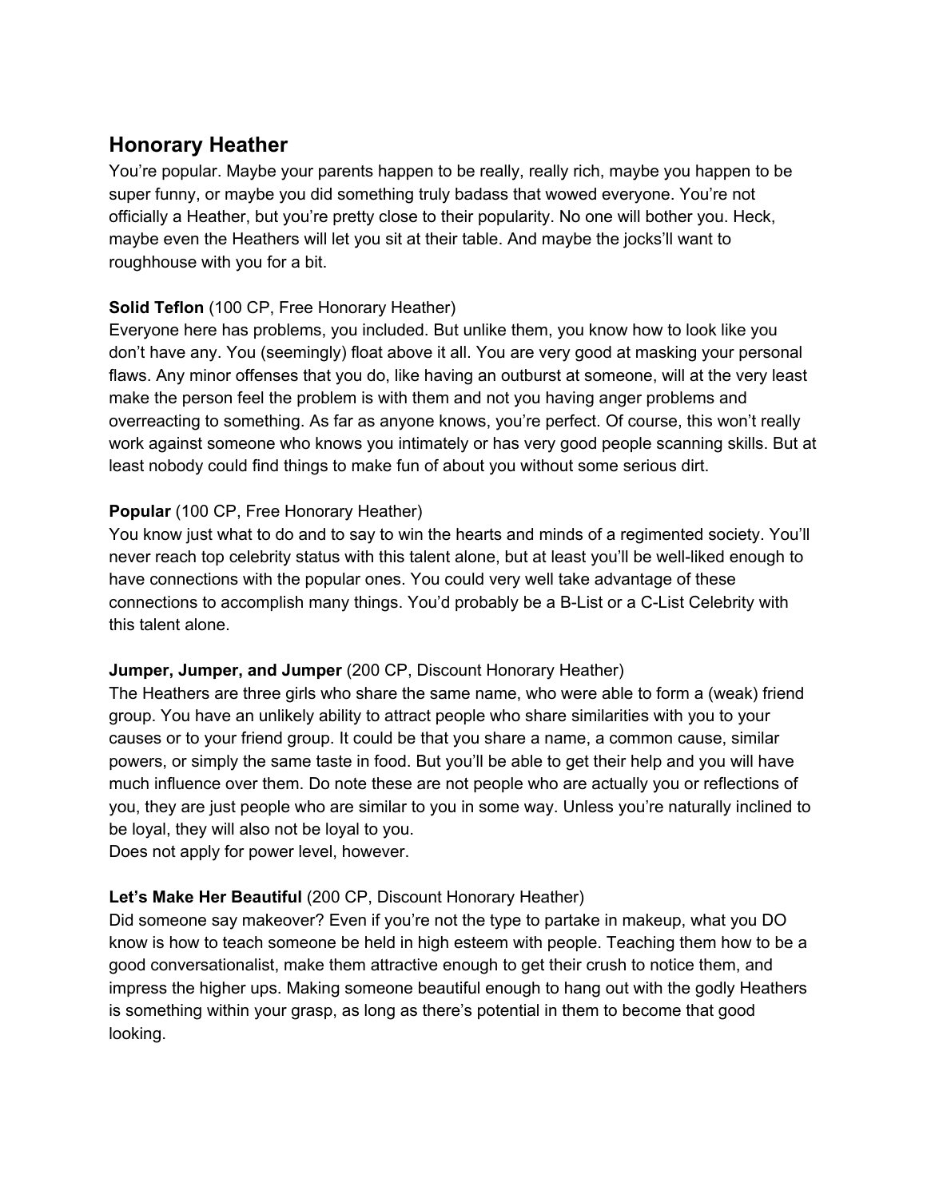## Honorary Heather

You're popular. Maybe your parents happen to be really, really rich, maybe you happen to be super funny, or maybe you did something truly badass that wowed everyone. You're not officially a Heather, but you're pretty close to their popularity. No one will bother you. Heck, maybe even the Heathers will let you sit at their table. And maybe the jocks'll want to roughhouse with you for a bit.

**Solid Teflon** (100 CP, Free Honorary Heather)
Everyone here has problems, you included. But unlike them, you know how to look like you don't have any. You (seemingly) float above it all. You are very good at masking your personal flaws. Any minor offenses that you do, like having an outburst at someone, will at the very least make the person feel the problem is with them and not you having anger problems and overreacting to something. As far as anyone knows, you're perfect. Of course, this won't really work against someone who knows you intimately or has very good people scanning skills. But at least nobody could find things to make fun of about you without some serious dirt.

**Popular** (100 CP, Free Honorary Heather)
You know just what to do and to say to win the hearts and minds of a regimented society. You'll never reach top celebrity status with this talent alone, but at least you'll be well-liked enough to have connections with the popular ones. You could very well take advantage of these connections to accomplish many things. You'd probably be a B-List or a C-List Celebrity with this talent alone.

**Jumper, Jumper, and Jumper** (200 CP, Discount Honorary Heather)
The Heathers are three girls who share the same name, who were able to form a (weak) friend group. You have an unlikely ability to attract people who share similarities with you to your causes or to your friend group. It could be that you share a name, a common cause, similar powers, or simply the same taste in food. But you'll be able to get their help and you will have much influence over them. Do note these are not people who are actually you or reflections of you, they are just people who are similar to you in some way. Unless you're naturally inclined to be loyal, they will also not be loyal to you.
Does not apply for power level, however.

**Let's Make Her Beautiful** (200 CP, Discount Honorary Heather)
Did someone say makeover? Even if you're not the type to partake in makeup, what you DO know is how to teach someone be held in high esteem with people. Teaching them how to be a good conversationalist, make them attractive enough to get their crush to notice them, and impress the higher ups. Making someone beautiful enough to hang out with the godly Heathers is something within your grasp, as long as there's potential in them to become that good looking.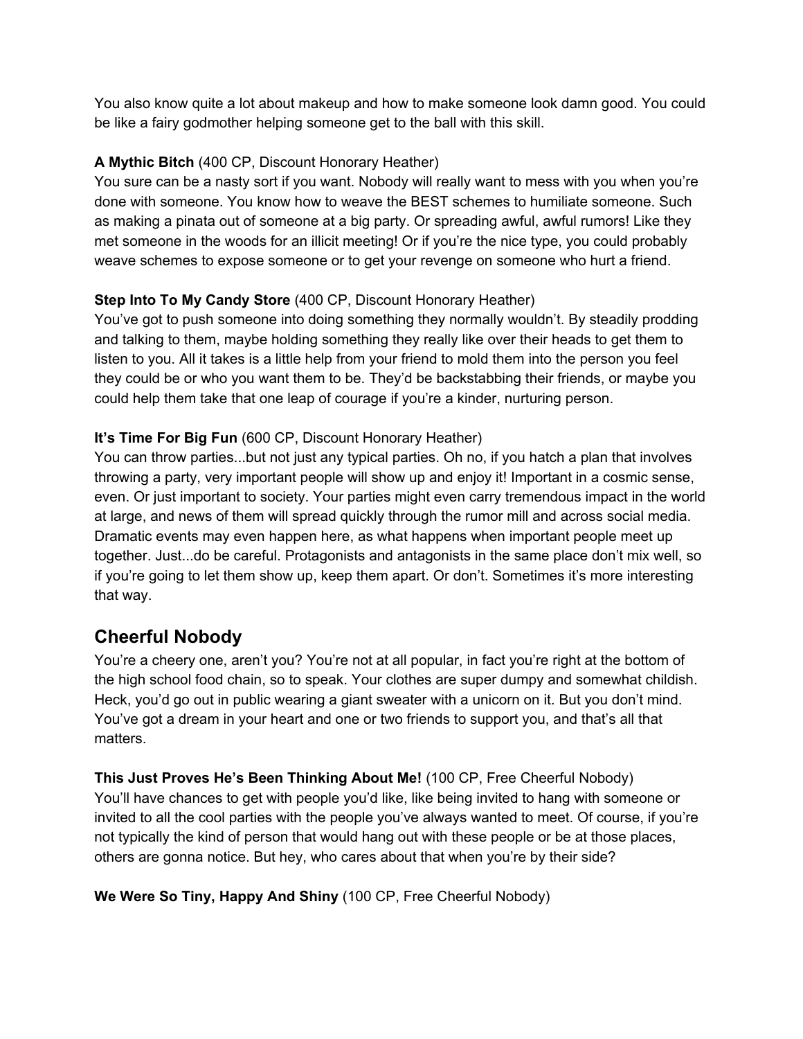You also know quite a lot about makeup and how to make someone look damn good. You could be like a fairy godmother helping someone get to the ball with this skill.

**A Mythic Bitch** (400 CP, Discount Honorary Heather)
You sure can be a nasty sort if you want. Nobody will really want to mess with you when you're done with someone. You know how to weave the BEST schemes to humiliate someone. Such as making a pinata out of someone at a big party. Or spreading awful, awful rumors! Like they met someone in the woods for an illicit meeting! Or if you're the nice type, you could probably weave schemes to expose someone or to get your revenge on someone who hurt a friend.

**Step Into To My Candy Store** (400 CP, Discount Honorary Heather)
You've got to push someone into doing something they normally wouldn't. By steadily prodding and talking to them, maybe holding something they really like over their heads to get them to listen to you. All it takes is a little help from your friend to mold them into the person you feel they could be or who you want them to be. They'd be backstabbing their friends, or maybe you could help them take that one leap of courage if you're a kinder, nurturing person.

**It's Time For Big Fun** (600 CP, Discount Honorary Heather)
You can throw parties...but not just any typical parties. Oh no, if you hatch a plan that involves throwing a party, very important people will show up and enjoy it! Important in a cosmic sense, even. Or just important to society. Your parties might even carry tremendous impact in the world at large, and news of them will spread quickly through the rumor mill and across social media. Dramatic events may even happen here, as what happens when important people meet up together. Just...do be careful. Protagonists and antagonists in the same place don't mix well, so if you're going to let them show up, keep them apart. Or don't. Sometimes it's more interesting that way.

## Cheerful Nobody

You're a cheery one, aren't you? You're not at all popular, in fact you're right at the bottom of the high school food chain, so to speak. Your clothes are super dumpy and somewhat childish. Heck, you'd go out in public wearing a giant sweater with a unicorn on it. But you don't mind. You've got a dream in your heart and one or two friends to support you, and that's all that matters.

**This Just Proves He's Been Thinking About Me!** (100 CP, Free Cheerful Nobody)
You'll have chances to get with people you'd like, like being invited to hang with someone or invited to all the cool parties with the people you've always wanted to meet. Of course, if you're not typically the kind of person that would hang out with these people or be at those places, others are gonna notice. But hey, who cares about that when you're by their side?

**We Were So Tiny, Happy And Shiny** (100 CP, Free Cheerful Nobody)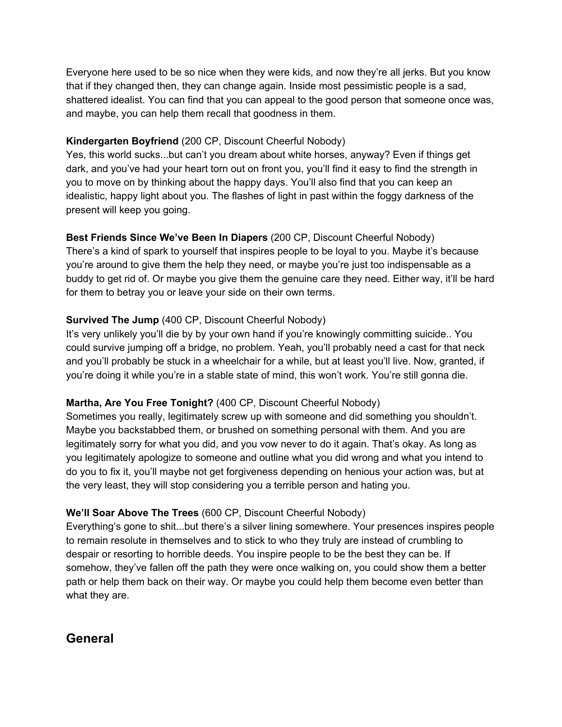Everyone here used to be so nice when they were kids, and now they're all jerks. But you know that if they changed then, they can change again. Inside most pessimistic people is a sad, shattered idealist. You can find that you can appeal to the good person that someone once was, and maybe, you can help them recall that goodness in them.

**Kindergarten Boyfriend** (200 CP, Discount Cheerful Nobody)
Yes, this world sucks...but can't you dream about white horses, anyway? Even if things get dark, and you've had your heart torn out on front you, you'll find it easy to find the strength in you to move on by thinking about the happy days. You'll also find that you can keep an idealistic, happy light about you. The flashes of light in past within the foggy darkness of the present will keep you going.

**Best Friends Since We've Been In Diapers** (200 CP, Discount Cheerful Nobody)
There's a kind of spark to yourself that inspires people to be loyal to you. Maybe it's because you're around to give them the help they need, or maybe you're just too indispensable as a buddy to get rid of. Or maybe you give them the genuine care they need. Either way, it'll be hard for them to betray you or leave your side on their own terms.

**Survived The Jump** (400 CP, Discount Cheerful Nobody)
It's very unlikely you'll die by by your own hand if you're knowingly committing suicide.. You could survive jumping off a bridge, no problem. Yeah, you'll probably need a cast for that neck and you'll probably be stuck in a wheelchair for a while, but at least you'll live. Now, granted, if you're doing it while you're in a stable state of mind, this won't work. You're still gonna die.

**Martha, Are You Free Tonight?** (400 CP, Discount Cheerful Nobody)
Sometimes you really, legitimately screw up with someone and did something you shouldn't. Maybe you backstabbed them, or brushed on something personal with them. And you are legitimately sorry for what you did, and you vow never to do it again. That's okay. As long as you legitimately apologize to someone and outline what you did wrong and what you intend to do you to fix it, you'll maybe not get forgiveness depending on henious your action was, but at the very least, they will stop considering you a terrible person and hating you.

**We'll Soar Above The Trees** (600 CP, Discount Cheerful Nobody)
Everything's gone to shit...but there's a silver lining somewhere. Your presences inspires people to remain resolute in themselves and to stick to who they truly are instead of crumbling to despair or resorting to horrible deeds. You inspire people to be the best they can be. If somehow, they've fallen off the path they were once walking on, you could show them a better path or help them back on their way. Or maybe you could help them become even better than what they are.

## General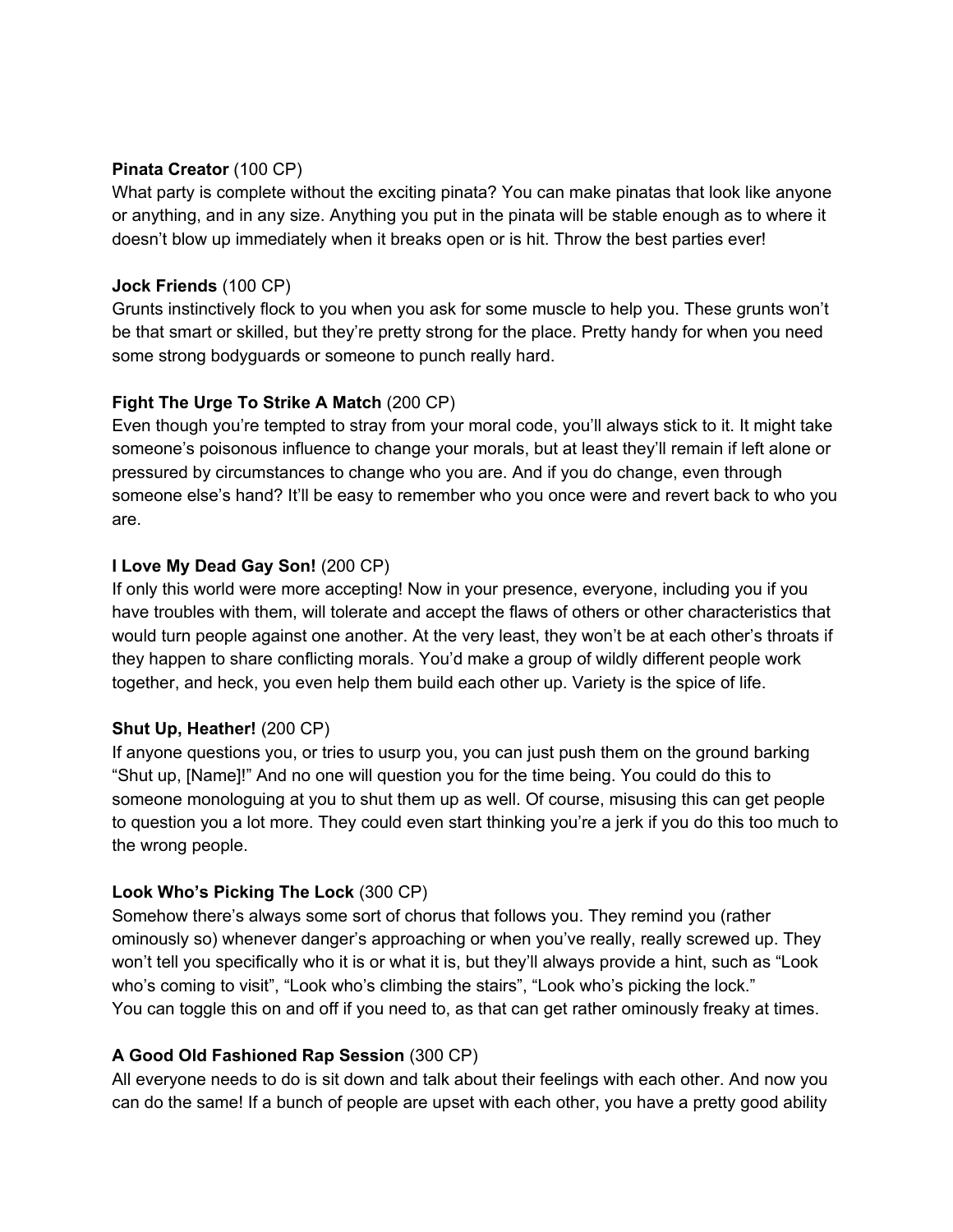**Pinata Creator** (100 CP)
What party is complete without the exciting pinata? You can make pinatas that look like anyone or anything, and in any size. Anything you put in the pinata will be stable enough as to where it doesn't blow up immediately when it breaks open or is hit. Throw the best parties ever!

**Jock Friends** (100 CP)
Grunts instinctively flock to you when you ask for some muscle to help you. These grunts won't be that smart or skilled, but they're pretty strong for the place. Pretty handy for when you need some strong bodyguards or someone to punch really hard.

**Fight The Urge To Strike A Match** (200 CP)
Even though you're tempted to stray from your moral code, you'll always stick to it. It might take someone's poisonous influence to change your morals, but at least they'll remain if left alone or pressured by circumstances to change who you are. And if you do change, even through someone else's hand? It'll be easy to remember who you once were and revert back to who you are.

**I Love My Dead Gay Son!** (200 CP)
If only this world were more accepting! Now in your presence, everyone, including you if you have troubles with them, will tolerate and accept the flaws of others or other characteristics that would turn people against one another. At the very least, they won't be at each other's throats if they happen to share conflicting morals. You'd make a group of wildly different people work together, and heck, you even help them build each other up. Variety is the spice of life.

**Shut Up, Heather!** (200 CP)
If anyone questions you, or tries to usurp you, you can just push them on the ground barking "Shut up, [Name]!" And no one will question you for the time being. You could do this to someone monologuing at you to shut them up as well. Of course, misusing this can get people to question you a lot more. They could even start thinking you're a jerk if you do this too much to the wrong people.

**Look Who's Picking The Lock** (300 CP)
Somehow there's always some sort of chorus that follows you. They remind you (rather ominously so) whenever danger's approaching or when you've really, really screwed up. They won't tell you specifically who it is or what it is, but they'll always provide a hint, such as "Look who's coming to visit", "Look who's climbing the stairs", "Look who's picking the lock."
You can toggle this on and off if you need to, as that can get rather ominously freaky at times.

**A Good Old Fashioned Rap Session** (300 CP)
All everyone needs to do is sit down and talk about their feelings with each other. And now you can do the same! If a bunch of people are upset with each other, you have a pretty good ability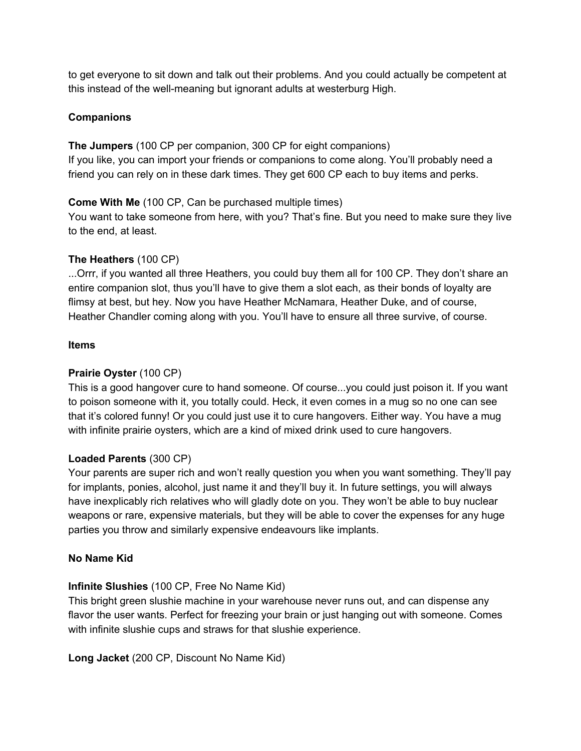to get everyone to sit down and talk out their problems. And you could actually be competent at this instead of the well-meaning but ignorant adults at westerburg High.

**Companions**

**The Jumpers** (100 CP per companion, 300 CP for eight companions)
If you like, you can import your friends or companions to come along. You'll probably need a friend you can rely on in these dark times. They get 600 CP each to buy items and perks.

**Come With Me** (100 CP, Can be purchased multiple times)
You want to take someone from here, with you? That's fine. But you need to make sure they live to the end, at least.

**The Heathers** (100 CP)
...Orrr, if you wanted all three Heathers, you could buy them all for 100 CP. They don't share an entire companion slot, thus you'll have to give them a slot each, as their bonds of loyalty are flimsy at best, but hey. Now you have Heather McNamara, Heather Duke, and of course, Heather Chandler coming along with you. You'll have to ensure all three survive, of course.

**Items**

**Prairie Oyster** (100 CP)
This is a good hangover cure to hand someone. Of course...you could just poison it. If you want to poison someone with it, you totally could. Heck, it even comes in a mug so no one can see that it's colored funny! Or you could just use it to cure hangovers. Either way. You have a mug with infinite prairie oysters, which are a kind of mixed drink used to cure hangovers.

**Loaded Parents** (300 CP)
Your parents are super rich and won't really question you when you want something. They'll pay for implants, ponies, alcohol, just name it and they'll buy it. In future settings, you will always have inexplicably rich relatives who will gladly dote on you. They won't be able to buy nuclear weapons or rare, expensive materials, but they will be able to cover the expenses for any huge parties you throw and similarly expensive endeavours like implants.

**No Name Kid**

**Infinite Slushies** (100 CP, Free No Name Kid)
This bright green slushie machine in your warehouse never runs out, and can dispense any flavor the user wants. Perfect for freezing your brain or just hanging out with someone. Comes with infinite slushie cups and straws for that slushie experience.

**Long Jacket** (200 CP, Discount No Name Kid)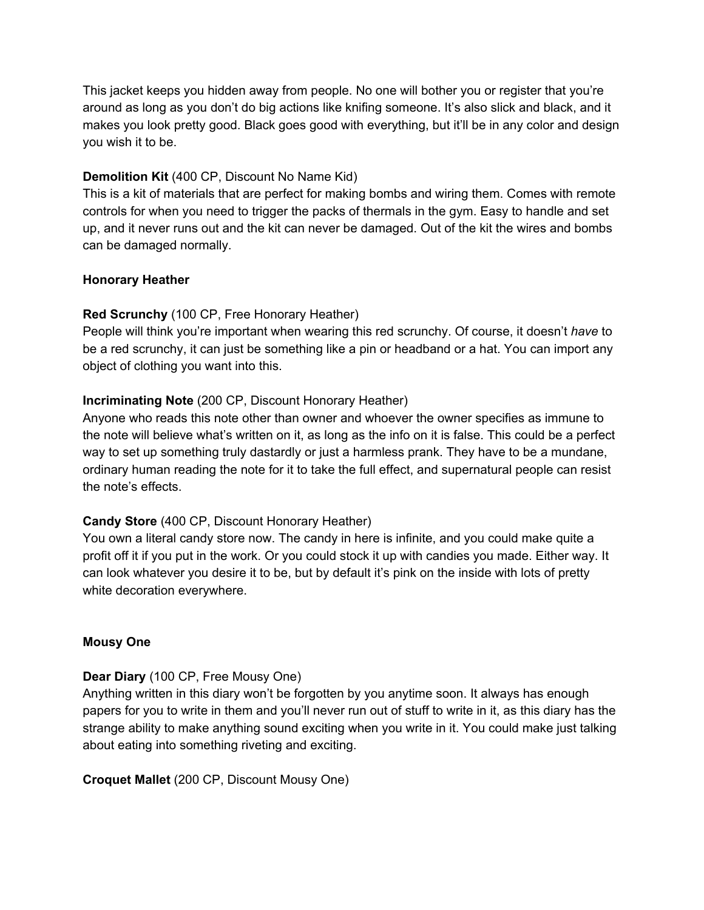This jacket keeps you hidden away from people. No one will bother you or register that you're around as long as you don't do big actions like knifing someone. It's also slick and black, and it makes you look pretty good. Black goes good with everything, but it'll be in any color and design you wish it to be.

**Demolition Kit** (400 CP, Discount No Name Kid)
This is a kit of materials that are perfect for making bombs and wiring them. Comes with remote controls for when you need to trigger the packs of thermals in the gym. Easy to handle and set up, and it never runs out and the kit can never be damaged. Out of the kit the wires and bombs can be damaged normally.

**Honorary Heather**

**Red Scrunchy** (100 CP, Free Honorary Heather)
People will think you're important when wearing this red scrunchy. Of course, it doesn't *have* to be a red scrunchy, it can just be something like a pin or headband or a hat. You can import any object of clothing you want into this.

**Incriminating Note** (200 CP, Discount Honorary Heather)
Anyone who reads this note other than owner and whoever the owner specifies as immune to the note will believe what's written on it, as long as the info on it is false. This could be a perfect way to set up something truly dastardly or just a harmless prank. They have to be a mundane, ordinary human reading the note for it to take the full effect, and supernatural people can resist the note's effects.

**Candy Store** (400 CP, Discount Honorary Heather)
You own a literal candy store now. The candy in here is infinite, and you could make quite a profit off it if you put in the work. Or you could stock it up with candies you made. Either way. It can look whatever you desire it to be, but by default it's pink on the inside with lots of pretty white decoration everywhere.

**Mousy One**

**Dear Diary** (100 CP, Free Mousy One)
Anything written in this diary won't be forgotten by you anytime soon. It always has enough papers for you to write in them and you'll never run out of stuff to write in it, as this diary has the strange ability to make anything sound exciting when you write in it. You could make just talking about eating into something riveting and exciting.

**Croquet Mallet** (200 CP, Discount Mousy One)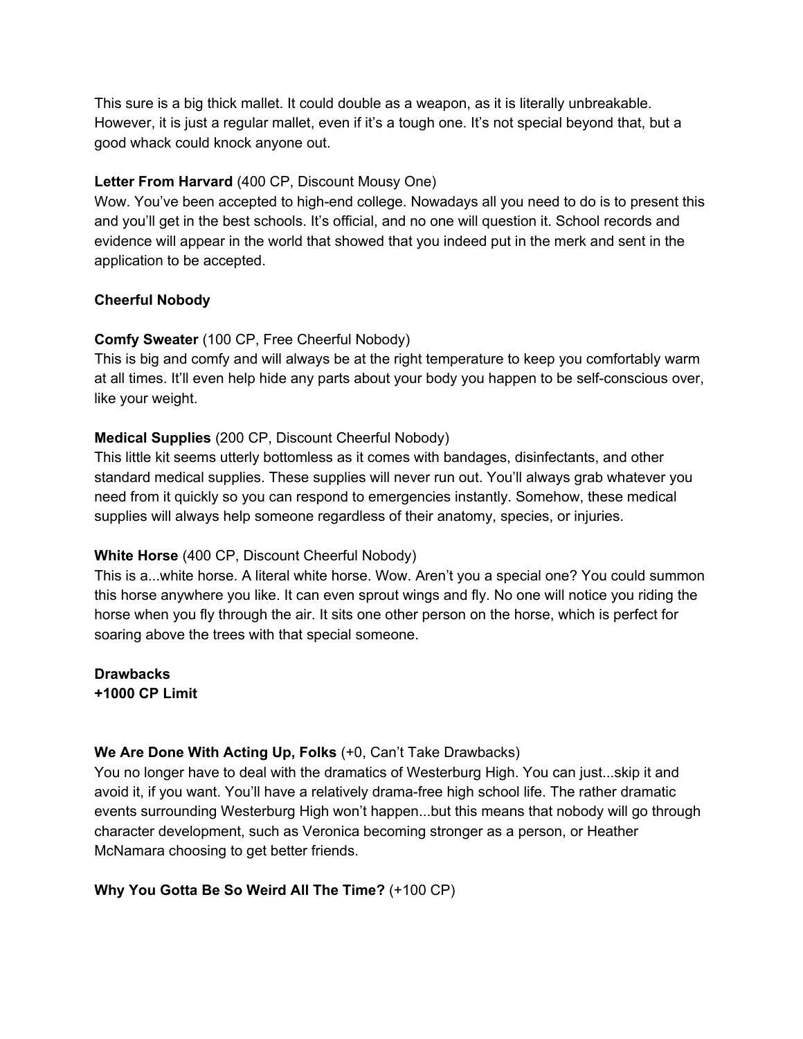This sure is a big thick mallet. It could double as a weapon, as it is literally unbreakable. However, it is just a regular mallet, even if it's a tough one. It's not special beyond that, but a good whack could knock anyone out.

**Letter From Harvard** (400 CP, Discount Mousy One)
Wow. You've been accepted to high-end college. Nowadays all you need to do is to present this and you'll get in the best schools. It's official, and no one will question it. School records and evidence will appear in the world that showed that you indeed put in the merk and sent in the application to be accepted.

**Cheerful Nobody**

**Comfy Sweater** (100 CP, Free Cheerful Nobody)
This is big and comfy and will always be at the right temperature to keep you comfortably warm at all times. It'll even help hide any parts about your body you happen to be self-conscious over, like your weight.

**Medical Supplies** (200 CP, Discount Cheerful Nobody)
This little kit seems utterly bottomless as it comes with bandages, disinfectants, and other standard medical supplies. These supplies will never run out. You'll always grab whatever you need from it quickly so you can respond to emergencies instantly. Somehow, these medical supplies will always help someone regardless of their anatomy, species, or injuries.

**White Horse** (400 CP, Discount Cheerful Nobody)
This is a...white horse. A literal white horse. Wow. Aren't you a special one? You could summon this horse anywhere you like. It can even sprout wings and fly. No one will notice you riding the horse when you fly through the air. It sits one other person on the horse, which is perfect for soaring above the trees with that special someone.

**Drawbacks**
**+1000 CP Limit**

**We Are Done With Acting Up, Folks** (+0, Can't Take Drawbacks)
You no longer have to deal with the dramatics of Westerburg High. You can just...skip it and avoid it, if you want. You'll have a relatively drama-free high school life. The rather dramatic events surrounding Westerburg High won't happen...but this means that nobody will go through character development, such as Veronica becoming stronger as a person, or Heather McNamara choosing to get better friends.

**Why You Gotta Be So Weird All The Time?** (+100 CP)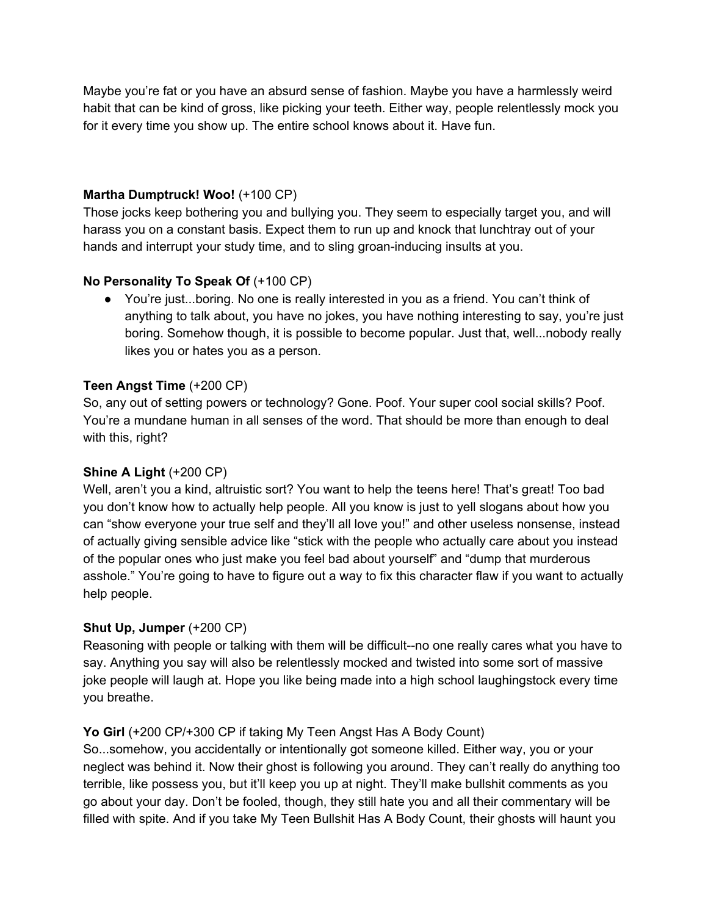Maybe you're fat or you have an absurd sense of fashion. Maybe you have a harmlessly weird habit that can be kind of gross, like picking your teeth. Either way, people relentlessly mock you for it every time you show up. The entire school knows about it. Have fun.

**Martha Dumptruck! Woo!** (+100 CP)
Those jocks keep bothering you and bullying you. They seem to especially target you, and will harass you on a constant basis. Expect them to run up and knock that lunchtray out of your hands and interrupt your study time, and to sling groan-inducing insults at you.

**No Personality To Speak Of** (+100 CP)

- You're just...boring. No one is really interested in you as a friend. You can't think of anything to talk about, you have no jokes, you have nothing interesting to say, you're just boring. Somehow though, it is possible to become popular. Just that, well...nobody really likes you or hates you as a person.

**Teen Angst Time** (+200 CP)
So, any out of setting powers or technology? Gone. Poof. Your super cool social skills? Poof. You're a mundane human in all senses of the word. That should be more than enough to deal with this, right?

**Shine A Light** (+200 CP)
Well, aren't you a kind, altruistic sort? You want to help the teens here! That's great! Too bad you don't know how to actually help people. All you know is just to yell slogans about how you can "show everyone your true self and they'll all love you!" and other useless nonsense, instead of actually giving sensible advice like "stick with the people who actually care about you instead of the popular ones who just make you feel bad about yourself" and "dump that murderous asshole." You're going to have to figure out a way to fix this character flaw if you want to actually help people.

**Shut Up, Jumper** (+200 CP)
Reasoning with people or talking with them will be difficult--no one really cares what you have to say. Anything you say will also be relentlessly mocked and twisted into some sort of massive joke people will laugh at. Hope you like being made into a high school laughingstock every time you breathe.

**Yo Girl** (+200 CP/+300 CP if taking My Teen Angst Has A Body Count)
So...somehow, you accidentally or intentionally got someone killed. Either way, you or your neglect was behind it. Now their ghost is following you around. They can't really do anything too terrible, like possess you, but it'll keep you up at night. They'll make bullshit comments as you go about your day. Don't be fooled, though, they still hate you and all their commentary will be filled with spite. And if you take My Teen Bullshit Has A Body Count, their ghosts will haunt you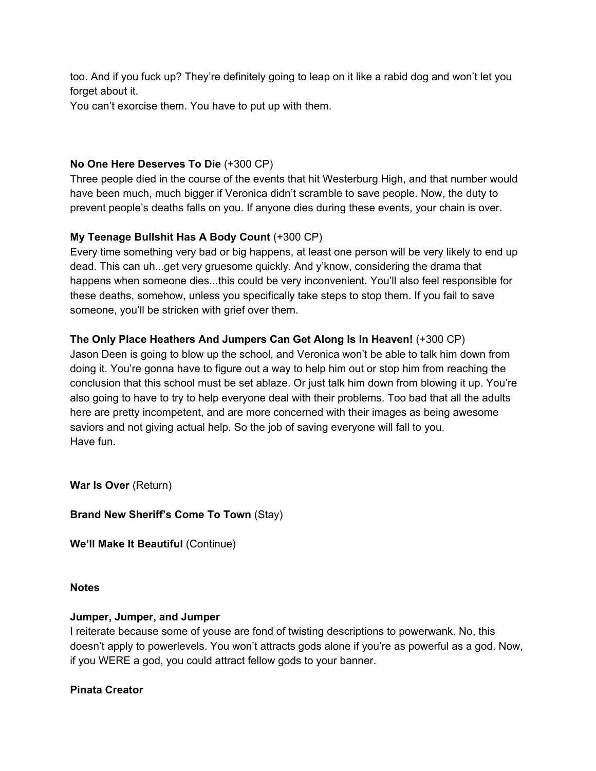too. And if you fuck up? They're definitely going to leap on it like a rabid dog and won't let you forget about it.
You can't exorcise them. You have to put up with them.

**No One Here Deserves To Die** (+300 CP)
Three people died in the course of the events that hit Westerburg High, and that number would have been much, much bigger if Veronica didn't scramble to save people. Now, the duty to prevent people's deaths falls on you. If anyone dies during these events, your chain is over.

**My Teenage Bullshit Has A Body Count** (+300 CP)
Every time something very bad or big happens, at least one person will be very likely to end up dead. This can uh...get very gruesome quickly. And y'know, considering the drama that happens when someone dies...this could be very inconvenient. You'll also feel responsible for these deaths, somehow, unless you specifically take steps to stop them. If you fail to save someone, you'll be stricken with grief over them.

**The Only Place Heathers And Jumpers Can Get Along Is In Heaven!** (+300 CP)
Jason Deen is going to blow up the school, and Veronica won't be able to talk him down from doing it. You're gonna have to figure out a way to help him out or stop him from reaching the conclusion that this school must be set ablaze. Or just talk him down from blowing it up. You're also going to have to try to help everyone deal with their problems. Too bad that all the adults here are pretty incompetent, and are more concerned with their images as being awesome saviors and not giving actual help. So the job of saving everyone will fall to you.
Have fun.

**War Is Over** (Return)

**Brand New Sheriff's Come To Town** (Stay)

**We'll Make It Beautiful** (Continue)

**Notes**

**Jumper, Jumper, and Jumper**
I reiterate because some of youse are fond of twisting descriptions to powerwank. No, this doesn't apply to powerlevels. You won't attracts gods alone if you're as powerful as a god. Now, if you WERE a god, you could attract fellow gods to your banner.

**Pinata Creator**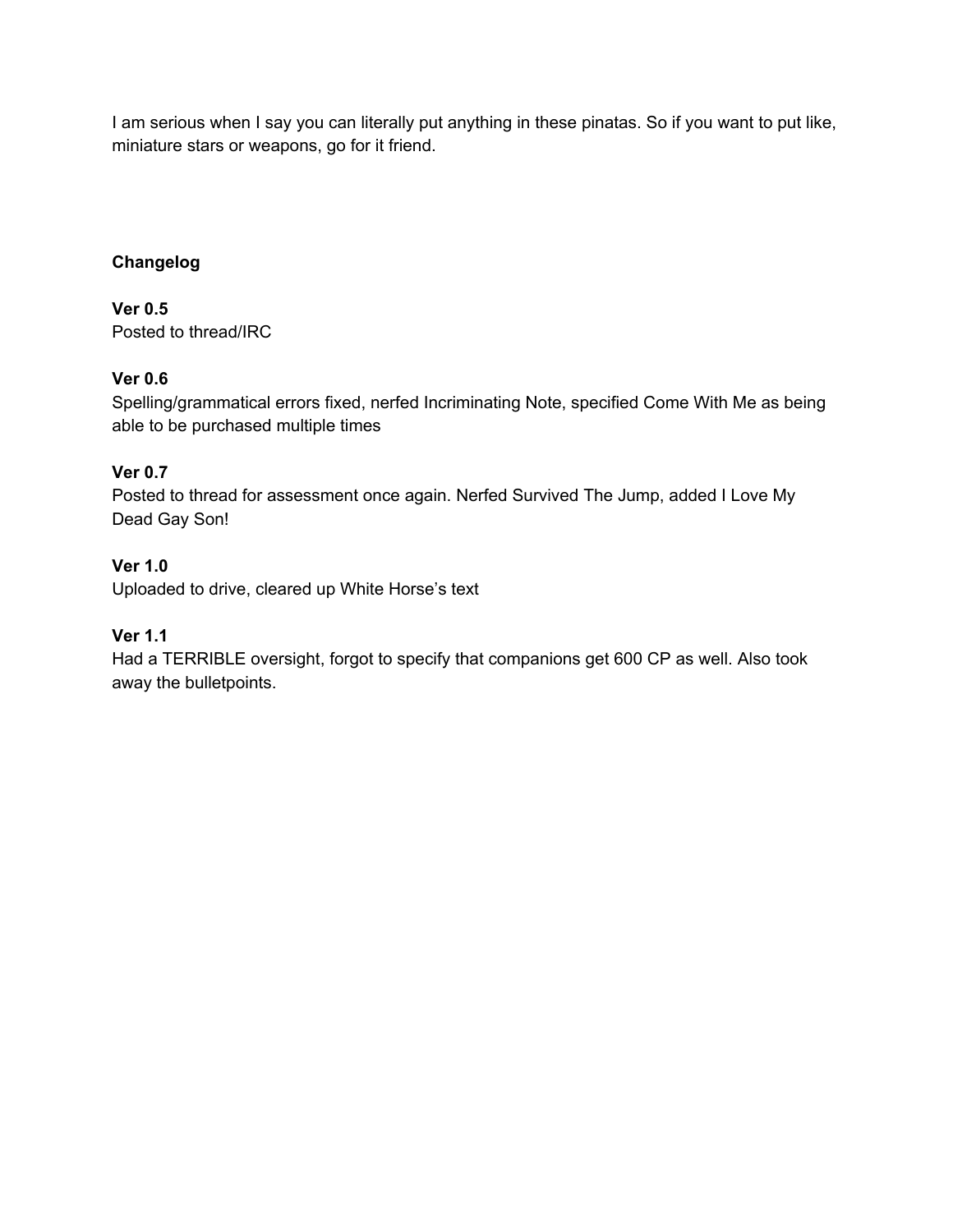I am serious when I say you can literally put anything in these pinatas. So if you want to put like, miniature stars or weapons, go for it friend.

**Changelog**

**Ver 0.5**
Posted to thread/IRC

**Ver 0.6**
Spelling/grammatical errors fixed, nerfed Incriminating Note, specified Come With Me as being able to be purchased multiple times

**Ver 0.7**
Posted to thread for assessment once again. Nerfed Survived The Jump, added I Love My Dead Gay Son!

**Ver 1.0**
Uploaded to drive, cleared up White Horse's text

**Ver 1.1**
Had a TERRIBLE oversight, forgot to specify that companions get 600 CP as well. Also took away the bulletpoints.